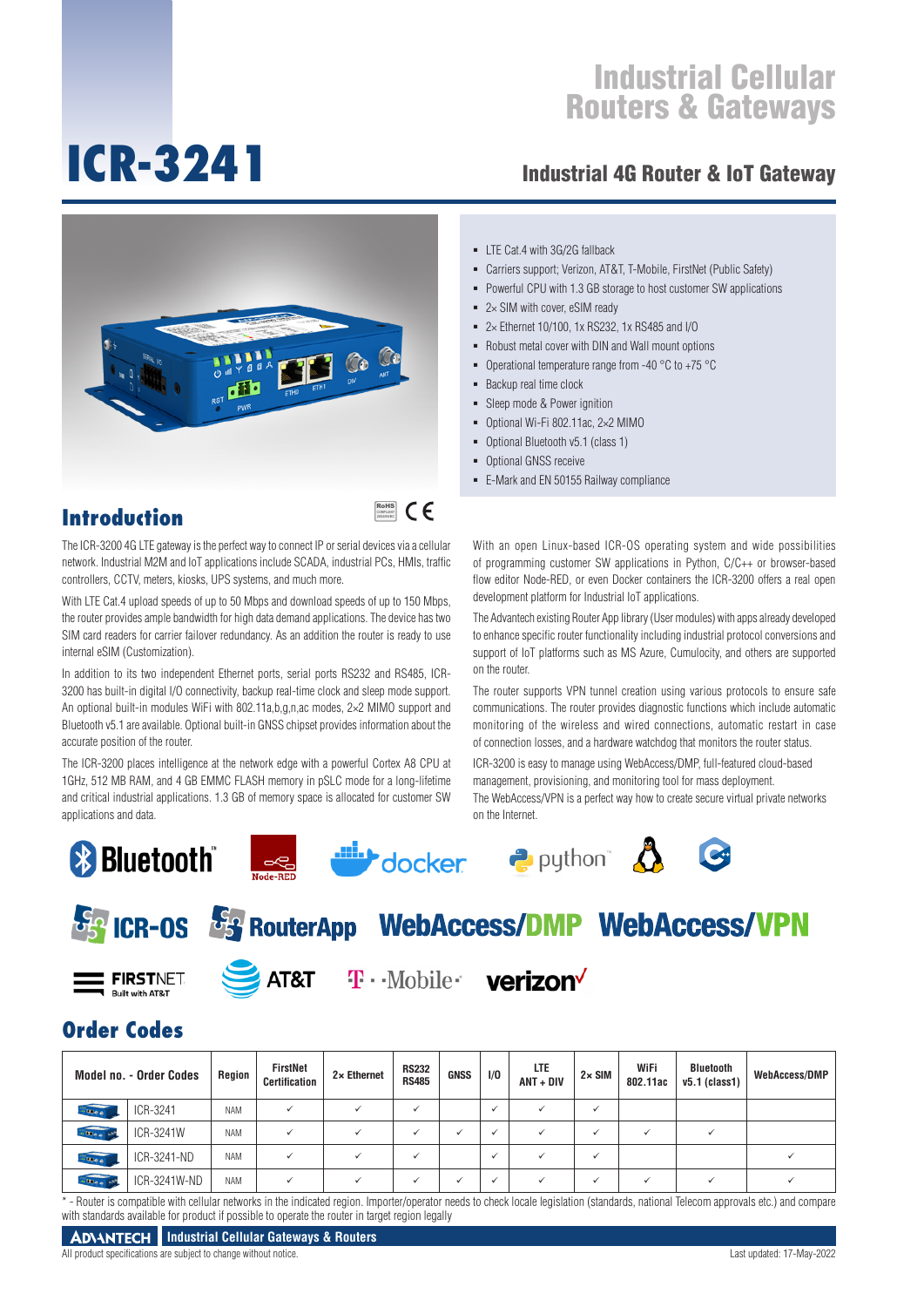# ICR-3241

## Industrial Cellular Routers & Gateways

### Industrial 4G Router & IoT Gateway

- LTE Cat.4 with 3G/2G fallback
- Carriers support; Verizon, AT&T, T-Mobile, FirstNet (Public Safety)
- Powerful CPU with 1.3 GB storage to host customer SW applications
- 2× SIM with cover, eSIM ready
- 2× Ethernet 10/100, 1x RS232, 1x RS485 and I/O
- Robust metal cover with DIN and Wall mount options
- Operational temperature range from -40 °C to +75 °C
- Backup real time clock
- Sleep mode & Power ignition
- Optional Wi-Fi 802.11ac, 2×2 MIMO
- Optional Bluetooth v5.1 (class 1)
- Optional GNSS receive
- E-Mark and EN 50155 Railway compliance

## Introduction

The ICR-3200 4G LTE gateway is the perfect way to connect IP or serial devices via a cellular network. Industrial M2M and IoT applications include SCADA, industrial PCs, HMIs, traffic controllers, CCTV, meters, kiosks, UPS systems, and much more.

With LTE Cat.4 upload speeds of up to 50 Mbps and download speeds of up to 150 Mbps, the router provides ample bandwidth for high data demand applications. The device has two SIM card readers for carrier failover redundancy. As an addition the router is ready to use internal eSIM (Customization).

In addition to its two independent Ethernet ports, serial ports RS232 and RS485, ICR-3200 has built-in digital I/O connectivity, backup real-time clock and sleep mode support. An optional built-in modules WiFi with 802.11a,b,g,n,ac modes, 2×2 MIMO support and Bluetooth v5.1 are available. Optional built-in GNSS chipset provides information about the accurate position of the router.

The ICR-3200 places intelligence at the network edge with a powerful Cortex A8 CPU at 1GHz, 512 MB RAM, and 4 GB EMMC FLASH memory in pSLC mode for a long-lifetime and critical industrial applications. 1.3 GB of memory space is allocated for customer SW applications and data.

With an open Linux-based ICR-OS operating system and wide possibilities of programming customer SW applications in Python, C/C++ or browser-based flow editor Node-RED, or even Docker containers the ICR-3200 offers a real open development platform for Industrial IoT applications.

The Advantech existing Router App library (User modules) with apps already developed to enhance specific router functionality including industrial protocol conversions and support of IoT platforms such as MS Azure, Cumulocity, and others are supported on the router.

The router supports VPN tunnel creation using various protocols to ensure safe communications. The router provides diagnostic functions which include automatic monitoring of the wireless and wired connections, automatic restart in case of connection losses, and a hardware watchdog that monitors the router status.

ICR-3200 is easy to manage using WebAccess/DMP, full-featured cloud-based management, provisioning, and monitoring tool for mass deployment.
The WebAccess/VPN is a perfect way how to create secure virtual private networks on the Internet.

## Order Codes

| Model no. - Order Codes | Region | FirstNet Certification | 2× Ethernet | RS232 RS485 | GNSS | I/O | LTE ANT + DIV | 2× SIM | WiFi 802.11ac | Bluetooth v5.1 (class1) | WebAccess/DMP |
|---|---|---|---|---|---|---|---|---|---|---|---|
| ICR-3241 | NAM | ✓ | ✓ | ✓ | | ✓ | ✓ | ✓ | | | |
| ICR-3241W | NAM | ✓ | ✓ | ✓ | ✓ | ✓ | ✓ | ✓ | ✓ | ✓ | |
| ICR-3241-ND | NAM | ✓ | ✓ | ✓ | | ✓ | ✓ | ✓ | | | ✓ |
| ICR-3241W-ND | NAM | ✓ | ✓ | ✓ | ✓ | ✓ | ✓ | ✓ | ✓ | ✓ | ✓ |

* - Router is compatible with cellular networks in the indicated region. Importer/operator needs to check locale legislation (standards, national Telecom approvals etc.) and compare with standards available for product if possible to operate the router in target region legally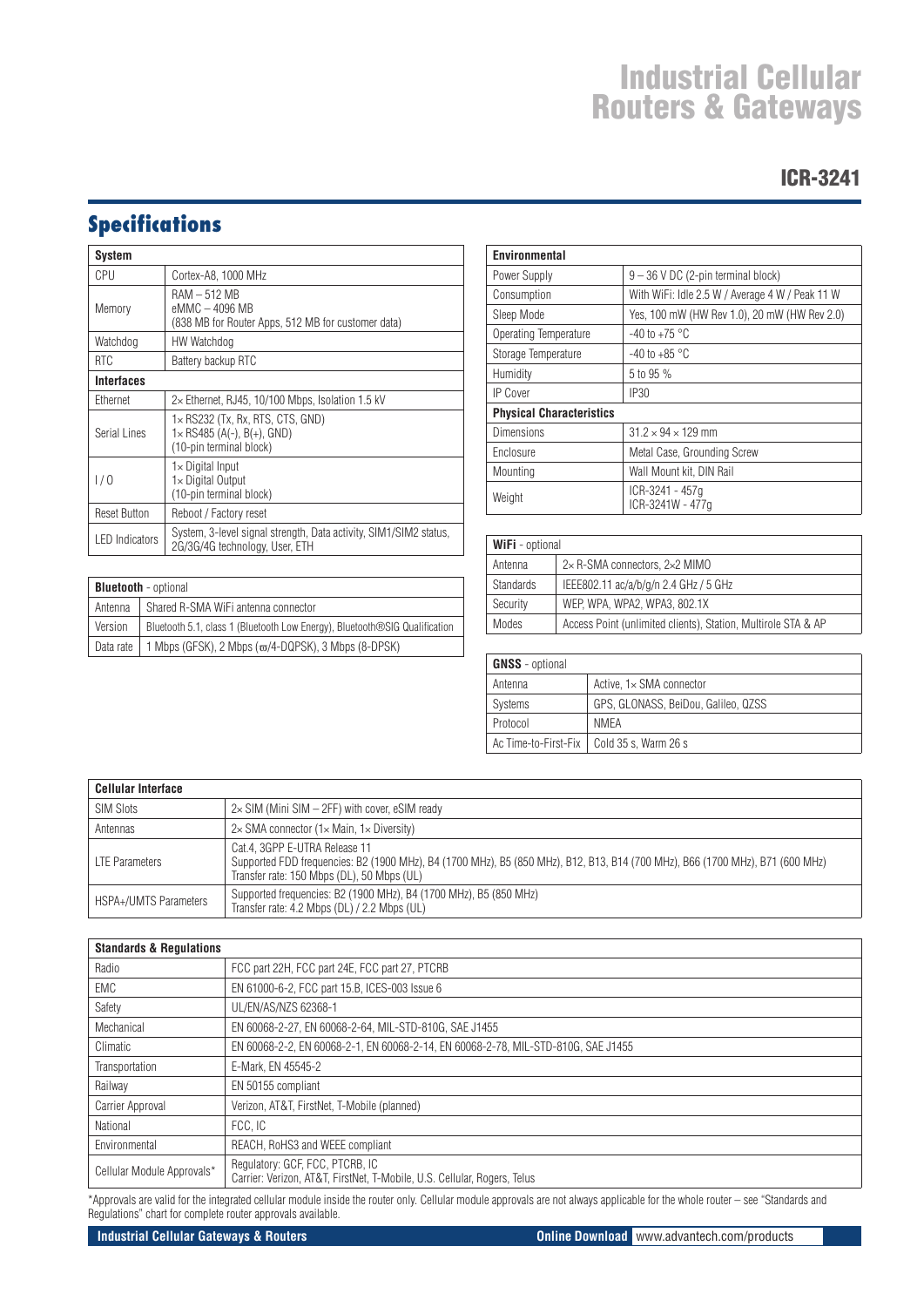# Industrial Cellular Routers & Gateways

## ICR-3241

# Specifications

| System | |
|---|---|
| CPU | Cortex-A8, 1000 MHz |
| Memory | RAM – 512 MB<br>eMMC – 4096 MB<br>(838 MB for Router Apps, 512 MB for customer data) |
| Watchdog | HW Watchdog |
| RTC | Battery backup RTC |
| **Interfaces** | |
| Ethernet | 2× Ethernet, RJ45, 10/100 Mbps, Isolation 1.5 kV |
| Serial Lines | 1× RS232 (Tx, Rx, RTS, CTS, GND)<br>1× RS485 (A(-), B(+), GND)<br>(10-pin terminal block) |
| I / O | 1× Digital Input<br>1× Digital Output<br>(10-pin terminal block) |
| Reset Button | Reboot / Factory reset |
| LED Indicators | System, 3-level signal strength, Data activity, SIM1/SIM2 status, 2G/3G/4G technology, User, ETH |

| **Bluetooth** - optional | |
|---|---|
| Antenna | Shared R-SMA WiFi antenna connector |
| Version | Bluetooth 5.1, class 1 (Bluetooth Low Energy), Bluetooth®SIG Qualification |
| Data rate | 1 Mbps (GFSK), 2 Mbps (π/4-DQPSK), 3 Mbps (8-DPSK) |

| Environmental | |
|---|---|
| Power Supply | 9 – 36 V DC (2-pin terminal block) |
| Consumption | With WiFi: Idle 2.5 W / Average 4 W / Peak 11 W |
| Sleep Mode | Yes, 100 mW (HW Rev 1.0), 20 mW (HW Rev 2.0) |
| Operating Temperature | -40 to +75 °C |
| Storage Temperature | -40 to +85 °C |
| Humidity | 5 to 95 % |
| IP Cover | IP30 |
| **Physical Characteristics** | |
| Dimensions | 31.2 × 94 × 129 mm |
| Enclosure | Metal Case, Grounding Screw |
| Mounting | Wall Mount kit, DIN Rail |
| Weight | ICR-3241 - 457g<br>ICR-3241W - 477g |

| **WiFi** - optional | |
|---|---|
| Antenna | 2× R-SMA connectors, 2×2 MIMO |
| Standards | IEEE802.11 ac/a/b/g/n 2.4 GHz / 5 GHz |
| Security | WEP, WPA, WPA2, WPA3, 802.1X |
| Modes | Access Point (unlimited clients), Station, Multirole STA & AP |

| **GNSS** - optional | |
|---|---|
| Antenna | Active, 1× SMA connector |
| Systems | GPS, GLONASS, BeiDou, Galileo, QZSS |
| Protocol | NMEA |
| Ac Time-to-First-Fix | Cold 35 s, Warm 26 s |

| Cellular Interface | |
|---|---|
| SIM Slots | 2× SIM (Mini SIM – 2FF) with cover, eSIM ready |
| Antennas | 2× SMA connector (1× Main, 1× Diversity) |
| LTE Parameters | Cat.4, 3GPP E-UTRA Release 11<br>Supported FDD frequencies: B2 (1900 MHz), B4 (1700 MHz), B5 (850 MHz), B12, B13, B14 (700 MHz), B66 (1700 MHz), B71 (600 MHz)<br>Transfer rate: 150 Mbps (DL), 50 Mbps (UL) |
| HSPA+/UMTS Parameters | Supported frequencies: B2 (1900 MHz), B4 (1700 MHz), B5 (850 MHz)<br>Transfer rate: 4.2 Mbps (DL) / 2.2 Mbps (UL) |

| Standards & Regulations | |
|---|---|
| Radio | FCC part 22H, FCC part 24E, FCC part 27, PTCRB |
| EMC | EN 61000-6-2, FCC part 15.B, ICES-003 Issue 6 |
| Safety | UL/EN/AS/NZS 62368-1 |
| Mechanical | EN 60068-2-27, EN 60068-2-64, MIL-STD-810G, SAE J1455 |
| Climatic | EN 60068-2-2, EN 60068-2-1, EN 60068-2-14, EN 60068-2-78, MIL-STD-810G, SAE J1455 |
| Transportation | E-Mark, EN 45545-2 |
| Railway | EN 50155 compliant |
| Carrier Approval | Verizon, AT&T, FirstNet, T-Mobile (planned) |
| National | FCC, IC |
| Environmental | REACH, RoHS3 and WEEE compliant |
| Cellular Module Approvals* | Regulatory: GCF, FCC, PTCRB, IC<br>Carrier: Verizon, AT&T, FirstNet, T-Mobile, U.S. Cellular, Rogers, Telus |

*Approvals are valid for the integrated cellular module inside the router only. Cellular module approvals are not always applicable for the whole router – see "Standards and Regulations" chart for complete router approvals available.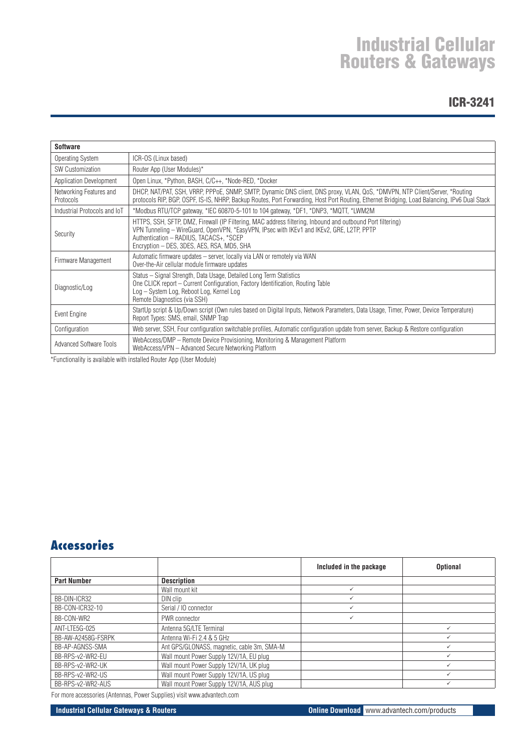# ICR-3241

| Software | |
|---|---|
| Operating System | ICR-OS (Linux based) |
| SW Customization | Router App (User Modules)* |
| Application Development | Open Linux, *Python, BASH, C/C++, *Node-RED, *Docker |
| Networking Features and Protocols | DHCP, NAT/PAT, SSH, VRRP, PPPoE, SNMP, SMTP, Dynamic DNS client, DNS proxy, VLAN, QoS, *DMVPN, NTP Client/Server, *Routing protocols RIP, BGP, OSPF, IS-IS, NHRP, Backup Routes, Port Forwarding, Host Port Routing, Ethernet Bridging, Load Balancing, IPv6 Dual Stack |
| Industrial Protocols and IoT | *Modbus RTU/TCP gateway, *IEC 60870-5-101 to 104 gateway, *DF1, *DNP3, *MQTT, *LWM2M |
| Security | HTTPS, SSH, SFTP, DMZ, Firewall (IP Filtering, MAC address filtering, Inbound and outbound Port filtering)<br>VPN Tunneling – WireGuard, OpenVPN, *EasyVPN, IPsec with IKEv1 and IKEv2, GRE, L2TP, PPTP<br>Authentication – RADIUS, TACACS+, *SCEP<br>Encryption – DES, 3DES, AES, RSA, MD5, SHA |
| Firmware Management | Automatic firmware updates – server, locally via LAN or remotely via WAN<br>Over-the-Air cellular module firmware updates |
| Diagnostic/Log | Status – Signal Strength, Data Usage, Detailed Long Term Statistics<br>One CLICK report – Current Configuration, Factory Identification, Routing Table<br>Log – System Log, Reboot Log, Kernel Log<br>Remote Diagnostics (via SSH) |
| Event Engine | StartUp script & Up/Down script (Own rules based on Digital Inputs, Network Parameters, Data Usage, Timer, Power, Device Temperature)<br>Report Types: SMS, email, SNMP Trap |
| Configuration | Web server, SSH, Four configuration switchable profiles, Automatic configuration update from server, Backup & Restore configuration |
| Advanced Software Tools | WebAccess/DMP – Remote Device Provisioning, Monitoring & Management Platform<br>WebAccess/VPN – Advanced Secure Networking Platform |

*Functionality is available with installed Router App (User Module)

## Accessories

| Part Number | Description | Included in the package | Optional |
|---|---|---|---|
| | Wall mount kit | ✓ | |
| BB-DIN-ICR32 | DIN clip | ✓ | |
| BB-CON-ICR32-10 | Serial / IO connector | ✓ | |
| BB-CON-WR2 | PWR connector | ✓ | |
| ANT-LTE5G-025 | Antenna 5G/LTE Terminal | | ✓ |
| BB-AW-A2458G-FSRPK | Antenna Wi-Fi 2.4 & 5 GHz | | ✓ |
| BB-AP-AGNSS-SMA | Ant GPS/GLONASS, magnetic, cable 3m, SMA-M | | ✓ |
| BB-RPS-v2-WR2-EU | Wall mount Power Supply 12V/1A, EU plug | | ✓ |
| BB-RPS-v2-WR2-UK | Wall mount Power Supply 12V/1A, UK plug | | ✓ |
| BB-RPS-v2-WR2-US | Wall mount Power Supply 12V/1A, US plug | | ✓ |
| BB-RPS-v2-WR2-AUS | Wall mount Power Supply 12V/1A, AUS plug | | ✓ |

For more accessories (Antennas, Power Supplies) visit www.advantech.com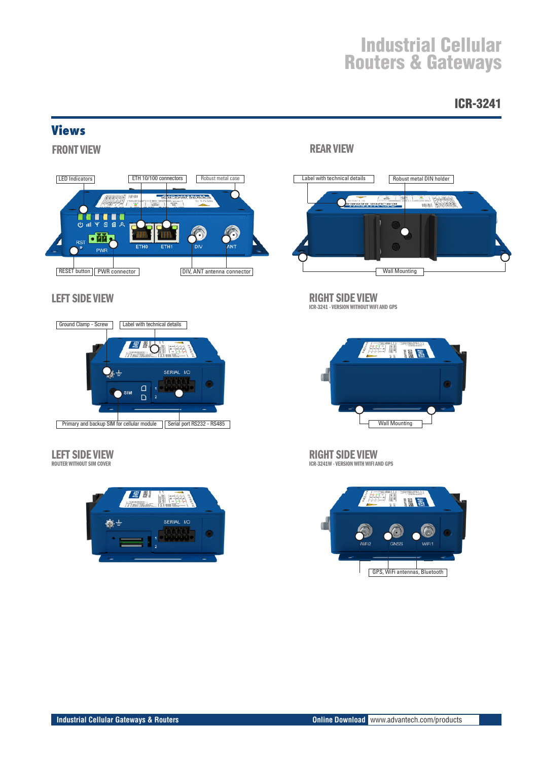# Views

## FRONT VIEW

LED Indicators

ETH 10/100 connectors

Robust metal case

RESET button

PWR connector

DIV, ANT antenna connector

## REAR VIEW

Label with technical details

Robust metal DIN holder

Wall Mounting

## LEFT SIDE VIEW

Ground Clamp - Screw

Label with technical details

Primary and backup SIM for cellular module

Serial port RS232 - RS485

## RIGHT SIDE VIEW

ICR-3241 - VERSION WITHOUT WIFI AND GPS

Wall Mounting

## LEFT SIDE VIEW

ROUTER WITHOUT SIM COVER

## RIGHT SIDE VIEW

ICR-3241W - VERSION WITH WIFI AND GPS

GPS, WiFi antennas, Bluetooth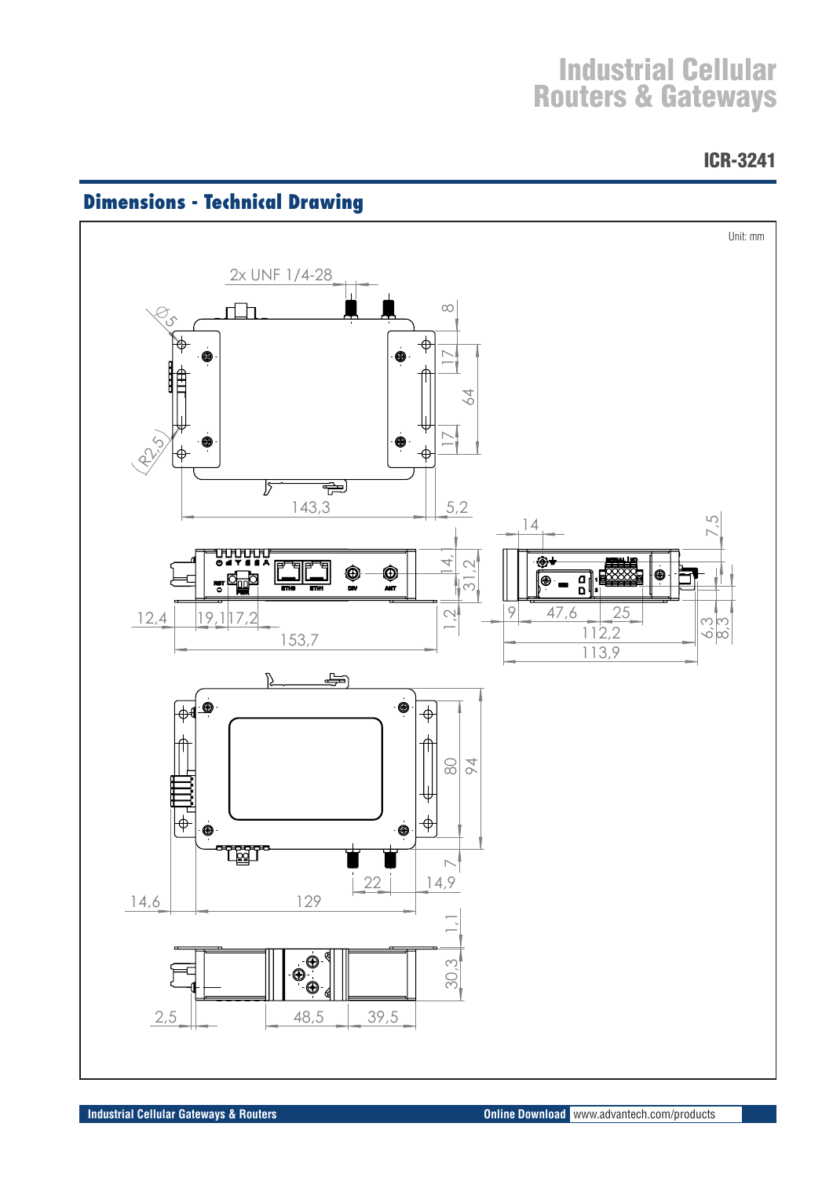# Industrial Cellular Routers & Gateways

## ICR-3241

## Dimensions - Technical Drawing

Unit: mm

2x UNF 1/4-28

Ø5

R2,5

8

17

64

17

143,3

5,2

14

7,5

14,1

31,2

12,4

19,1

17,2

1,2

153,7

9

47,6

25

112,2

113,9

6,3

8,3

80

94

7

22

14,9

14,6

129

1,1

30,3

2,5

48,5

39,5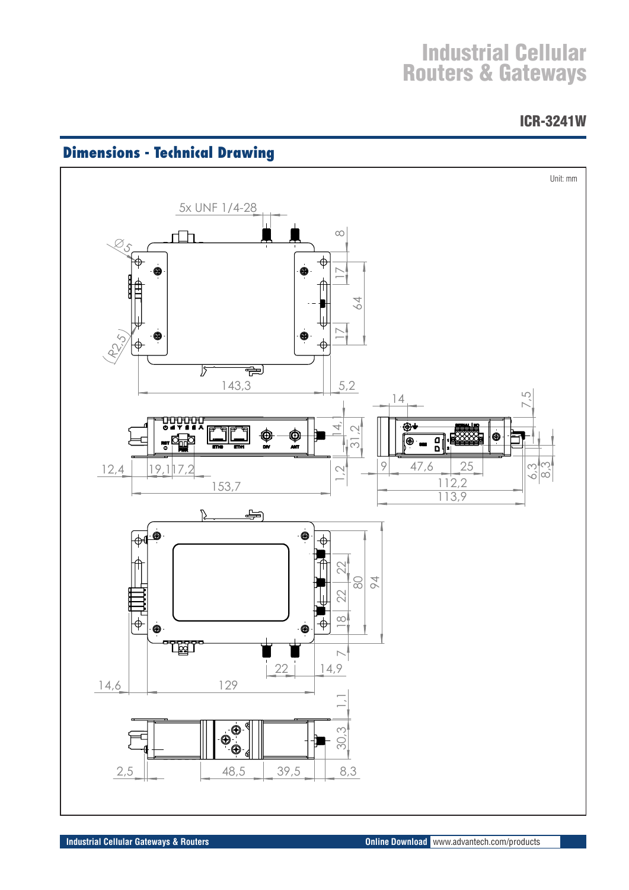# Industrial Cellular Routers & Gateways

## ICR-3241W

## Dimensions - Technical Drawing

Unit: mm

5x UNF 1/4-28

Ø5

R2,5

8

17

64

17

143,3

5,2

14

7,5

14,1

31,2

12,4

19,1

17,2

153,7

1,2

9

47,6

25

112,2

113,9

6,3

8,3

22

80

94

22

18

7

22

14,9

14,6

129

1,1

30,3

2,5

48,5

39,5

8,3